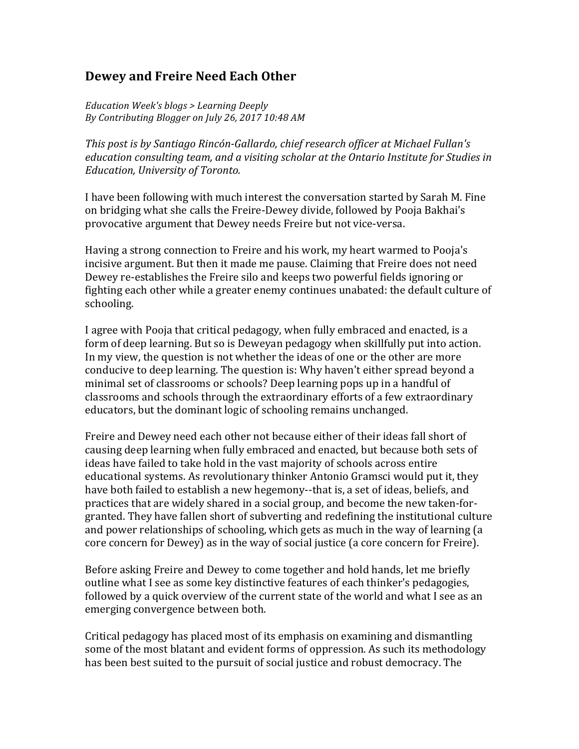## Dewey and Freire Need Each Other

*Education Week's blogs > Learning Deeply*
*By Contributing Blogger on July 26, 2017 10:48 AM*

*This post is by Santiago Rincón-Gallardo, chief research officer at Michael Fullan's education consulting team, and a visiting scholar at the Ontario Institute for Studies in Education, University of Toronto.*

I have been following with much interest the conversation started by Sarah M. Fine on bridging what she calls the Freire-Dewey divide, followed by Pooja Bakhai's provocative argument that Dewey needs Freire but not vice-versa.

Having a strong connection to Freire and his work, my heart warmed to Pooja's incisive argument. But then it made me pause. Claiming that Freire does not need Dewey re-establishes the Freire silo and keeps two powerful fields ignoring or fighting each other while a greater enemy continues unabated: the default culture of schooling.

I agree with Pooja that critical pedagogy, when fully embraced and enacted, is a form of deep learning. But so is Deweyan pedagogy when skillfully put into action. In my view, the question is not whether the ideas of one or the other are more conducive to deep learning. The question is: Why haven't either spread beyond a minimal set of classrooms or schools? Deep learning pops up in a handful of classrooms and schools through the extraordinary efforts of a few extraordinary educators, but the dominant logic of schooling remains unchanged.

Freire and Dewey need each other not because either of their ideas fall short of causing deep learning when fully embraced and enacted, but because both sets of ideas have failed to take hold in the vast majority of schools across entire educational systems. As revolutionary thinker Antonio Gramsci would put it, they have both failed to establish a new hegemony--that is, a set of ideas, beliefs, and practices that are widely shared in a social group, and become the new taken-for-granted. They have fallen short of subverting and redefining the institutional culture and power relationships of schooling, which gets as much in the way of learning (a core concern for Dewey) as in the way of social justice (a core concern for Freire).

Before asking Freire and Dewey to come together and hold hands, let me briefly outline what I see as some key distinctive features of each thinker's pedagogies, followed by a quick overview of the current state of the world and what I see as an emerging convergence between both.

Critical pedagogy has placed most of its emphasis on examining and dismantling some of the most blatant and evident forms of oppression. As such its methodology has been best suited to the pursuit of social justice and robust democracy. The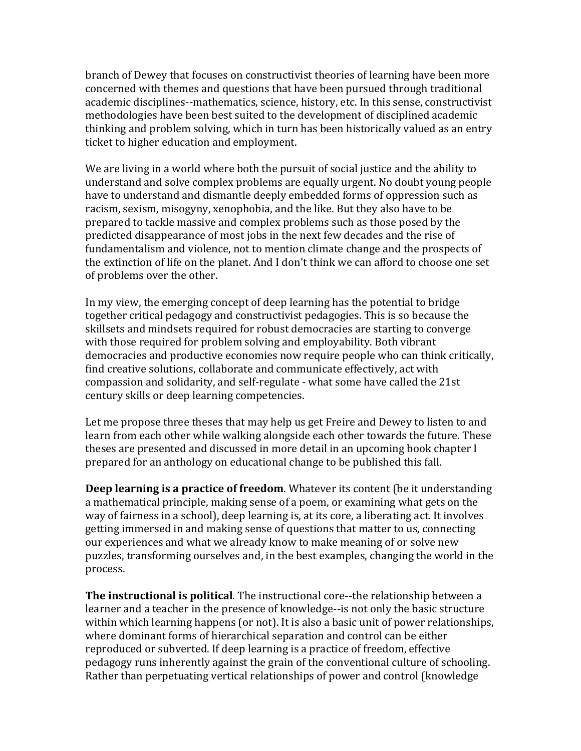branch of Dewey that focuses on constructivist theories of learning have been more concerned with themes and questions that have been pursued through traditional academic disciplines--mathematics, science, history, etc. In this sense, constructivist methodologies have been best suited to the development of disciplined academic thinking and problem solving, which in turn has been historically valued as an entry ticket to higher education and employment.

We are living in a world where both the pursuit of social justice and the ability to understand and solve complex problems are equally urgent. No doubt young people have to understand and dismantle deeply embedded forms of oppression such as racism, sexism, misogyny, xenophobia, and the like. But they also have to be prepared to tackle massive and complex problems such as those posed by the predicted disappearance of most jobs in the next few decades and the rise of fundamentalism and violence, not to mention climate change and the prospects of the extinction of life on the planet. And I don't think we can afford to choose one set of problems over the other.

In my view, the emerging concept of deep learning has the potential to bridge together critical pedagogy and constructivist pedagogies. This is so because the skillsets and mindsets required for robust democracies are starting to converge with those required for problem solving and employability. Both vibrant democracies and productive economies now require people who can think critically, find creative solutions, collaborate and communicate effectively, act with compassion and solidarity, and self-regulate - what some have called the 21st century skills or deep learning competencies.

Let me propose three theses that may help us get Freire and Dewey to listen to and learn from each other while walking alongside each other towards the future. These theses are presented and discussed in more detail in an upcoming book chapter I prepared for an anthology on educational change to be published this fall.

**Deep learning is a practice of freedom**. Whatever its content (be it understanding a mathematical principle, making sense of a poem, or examining what gets on the way of fairness in a school), deep learning is, at its core, a liberating act. It involves getting immersed in and making sense of questions that matter to us, connecting our experiences and what we already know to make meaning of or solve new puzzles, transforming ourselves and, in the best examples, changing the world in the process.

**The instructional is political**. The instructional core--the relationship between a learner and a teacher in the presence of knowledge--is not only the basic structure within which learning happens (or not). It is also a basic unit of power relationships, where dominant forms of hierarchical separation and control can be either reproduced or subverted. If deep learning is a practice of freedom, effective pedagogy runs inherently against the grain of the conventional culture of schooling. Rather than perpetuating vertical relationships of power and control (knowledge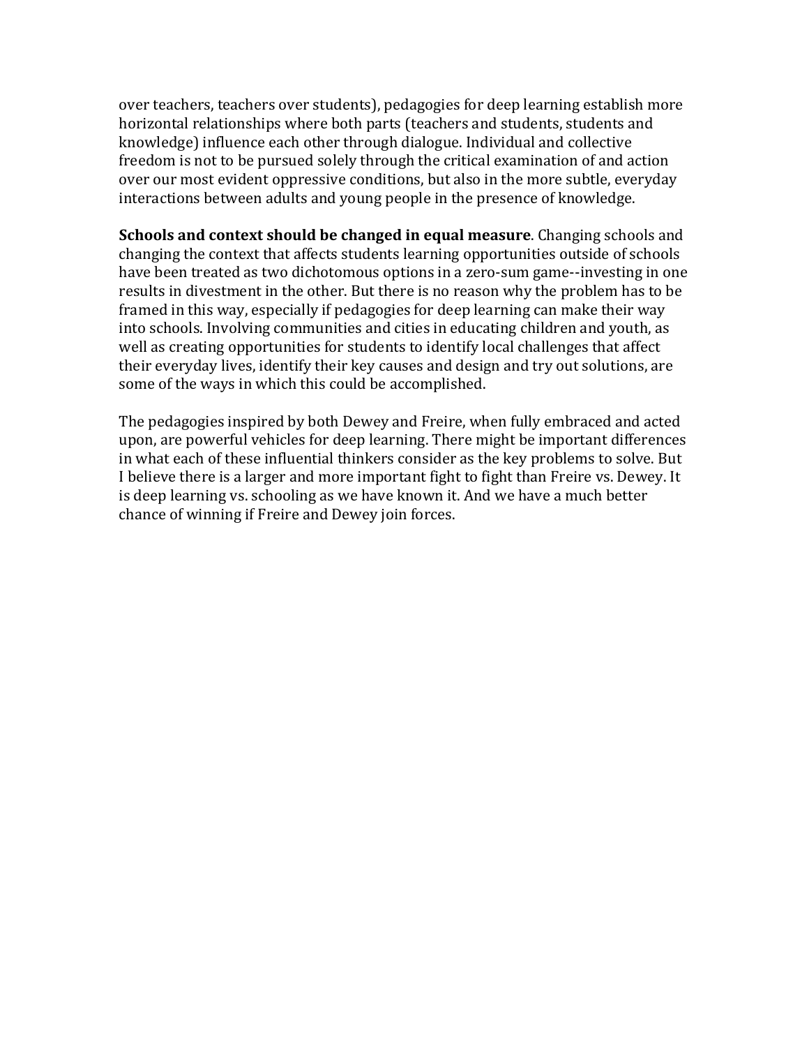over teachers, teachers over students), pedagogies for deep learning establish more horizontal relationships where both parts (teachers and students, students and knowledge) influence each other through dialogue. Individual and collective freedom is not to be pursued solely through the critical examination of and action over our most evident oppressive conditions, but also in the more subtle, everyday interactions between adults and young people in the presence of knowledge.

**Schools and context should be changed in equal measure**. Changing schools and changing the context that affects students learning opportunities outside of schools have been treated as two dichotomous options in a zero-sum game--investing in one results in divestment in the other. But there is no reason why the problem has to be framed in this way, especially if pedagogies for deep learning can make their way into schools. Involving communities and cities in educating children and youth, as well as creating opportunities for students to identify local challenges that affect their everyday lives, identify their key causes and design and try out solutions, are some of the ways in which this could be accomplished.

The pedagogies inspired by both Dewey and Freire, when fully embraced and acted upon, are powerful vehicles for deep learning. There might be important differences in what each of these influential thinkers consider as the key problems to solve. But I believe there is a larger and more important fight to fight than Freire vs. Dewey. It is deep learning vs. schooling as we have known it. And we have a much better chance of winning if Freire and Dewey join forces.